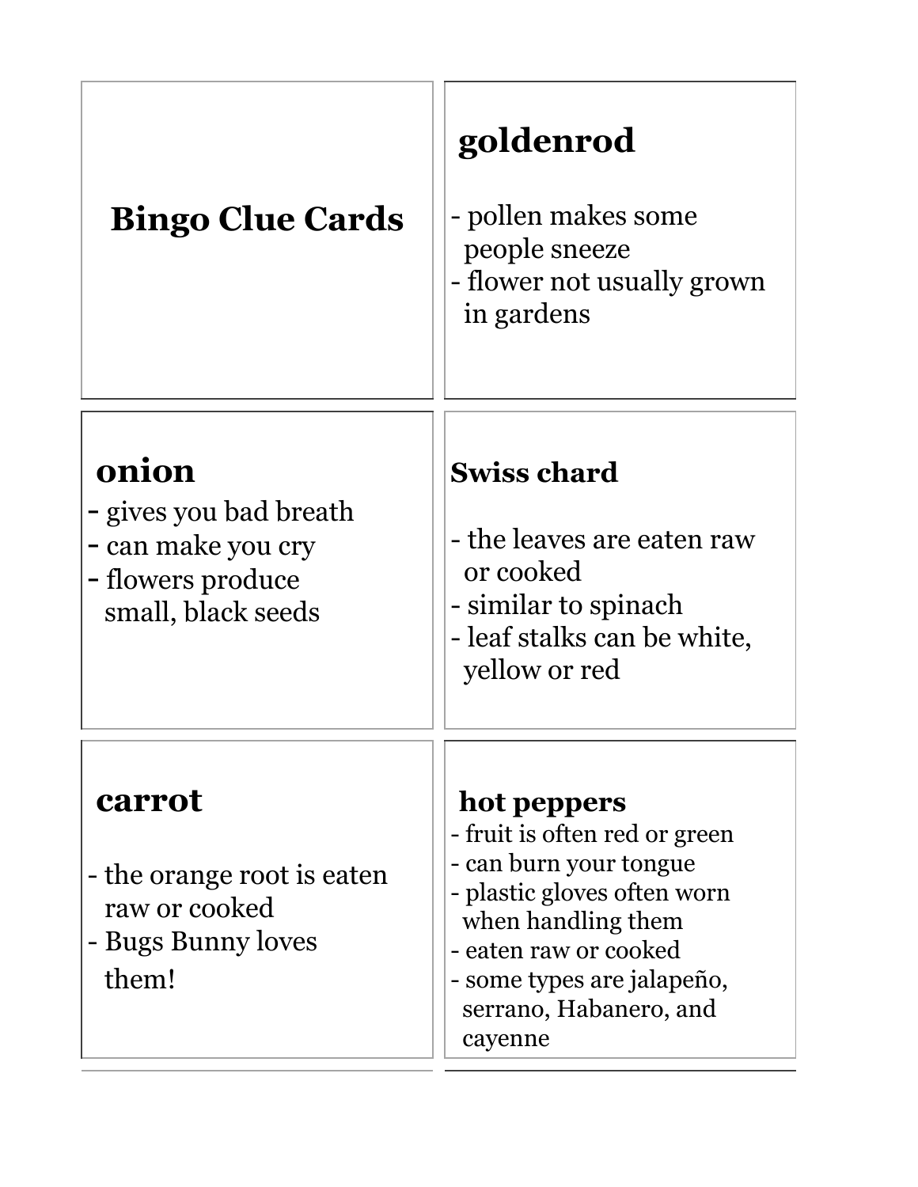# Bingo Clue Cards

## goldenrod

- pollen makes some people sneeze
- flower not usually grown in gardens

## onion

- gives you bad breath
- can make you cry
- flowers produce small, black seeds

## Swiss chard

- the leaves are eaten raw or cooked
- similar to spinach
- leaf stalks can be white, yellow or red

## carrot

- the orange root is eaten raw or cooked
- Bugs Bunny loves them!

## hot peppers

- fruit is often red or green
- can burn your tongue
- plastic gloves often worn when handling them
- eaten raw or cooked
- some types are jalapeño, serrano, Habanero, and cayenne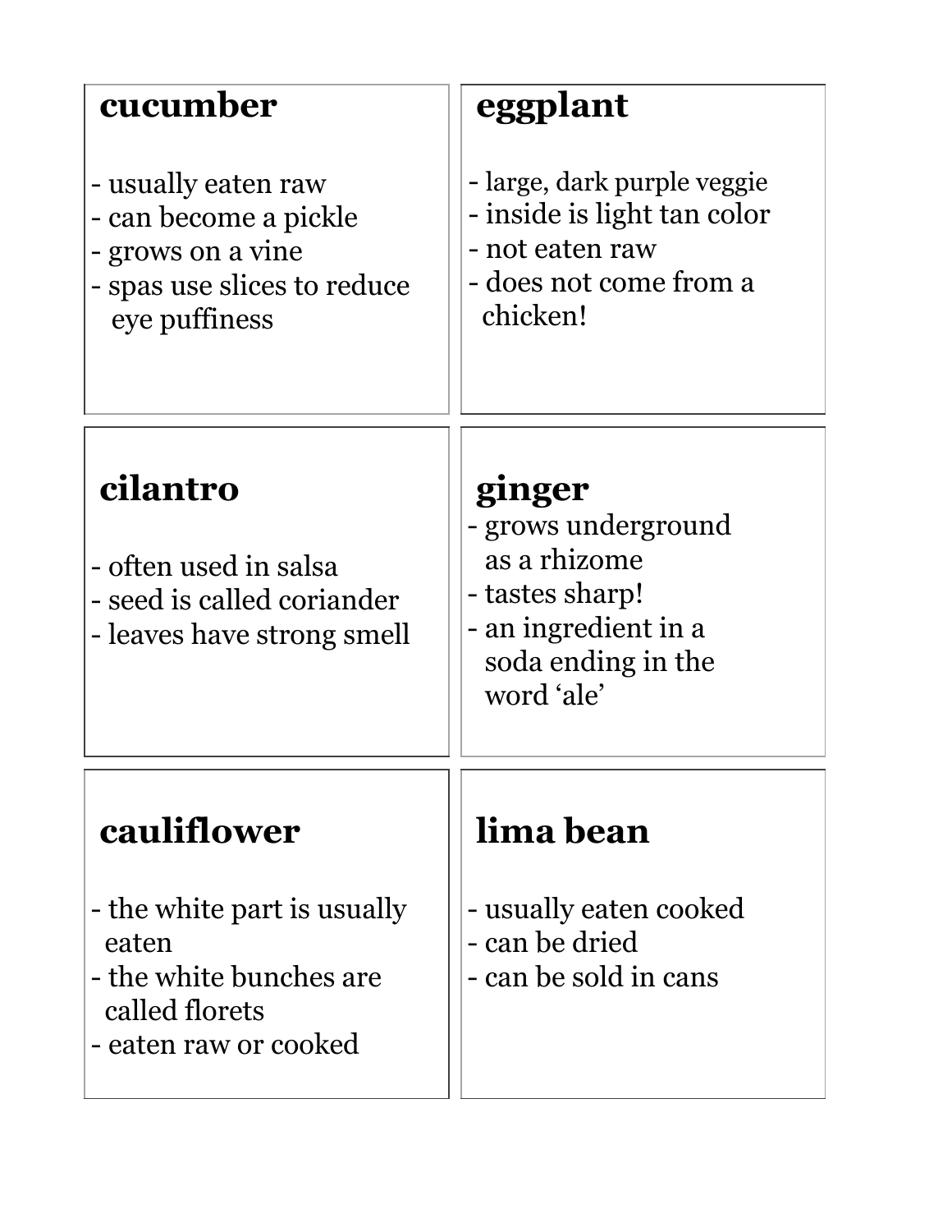**cucumber**

- usually eaten raw
- can become a pickle
- grows on a vine
- spas use slices to reduce eye puffiness

**eggplant**

- large, dark purple veggie
- inside is light tan color
- not eaten raw
- does not come from a chicken!

**cilantro**

- often used in salsa
- seed is called coriander
- leaves have strong smell

**ginger**

- grows underground as a rhizome
- tastes sharp!
- an ingredient in a soda ending in the word 'ale'

**cauliflower**

- the white part is usually eaten
- the white bunches are called florets
- eaten raw or cooked

**lima bean**

- usually eaten cooked
- can be dried
- can be sold in cans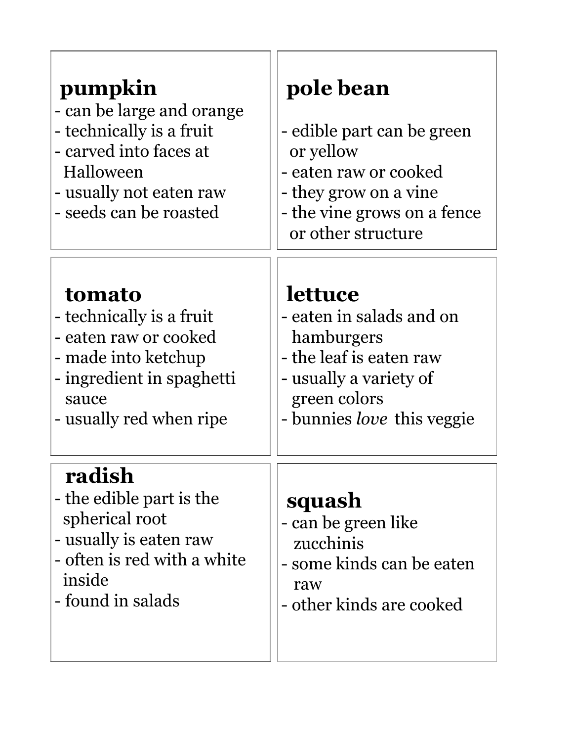**pumpkin**

- can be large and orange
- technically is a fruit
- carved into faces at Halloween
- usually not eaten raw
- seeds can be roasted

**pole bean**

- edible part can be green or yellow
- eaten raw or cooked
- they grow on a vine
- the vine grows on a fence or other structure

**tomato**

- technically is a fruit
- eaten raw or cooked
- made into ketchup
- ingredient in spaghetti sauce
- usually red when ripe

**lettuce**

- eaten in salads and on hamburgers
- the leaf is eaten raw
- usually a variety of green colors
- bunnies *love* this veggie

**radish**

- the edible part is the spherical root
- usually is eaten raw
- often is red with a white inside
- found in salads

**squash**

- can be green like zucchinis
- some kinds can be eaten raw
- other kinds are cooked